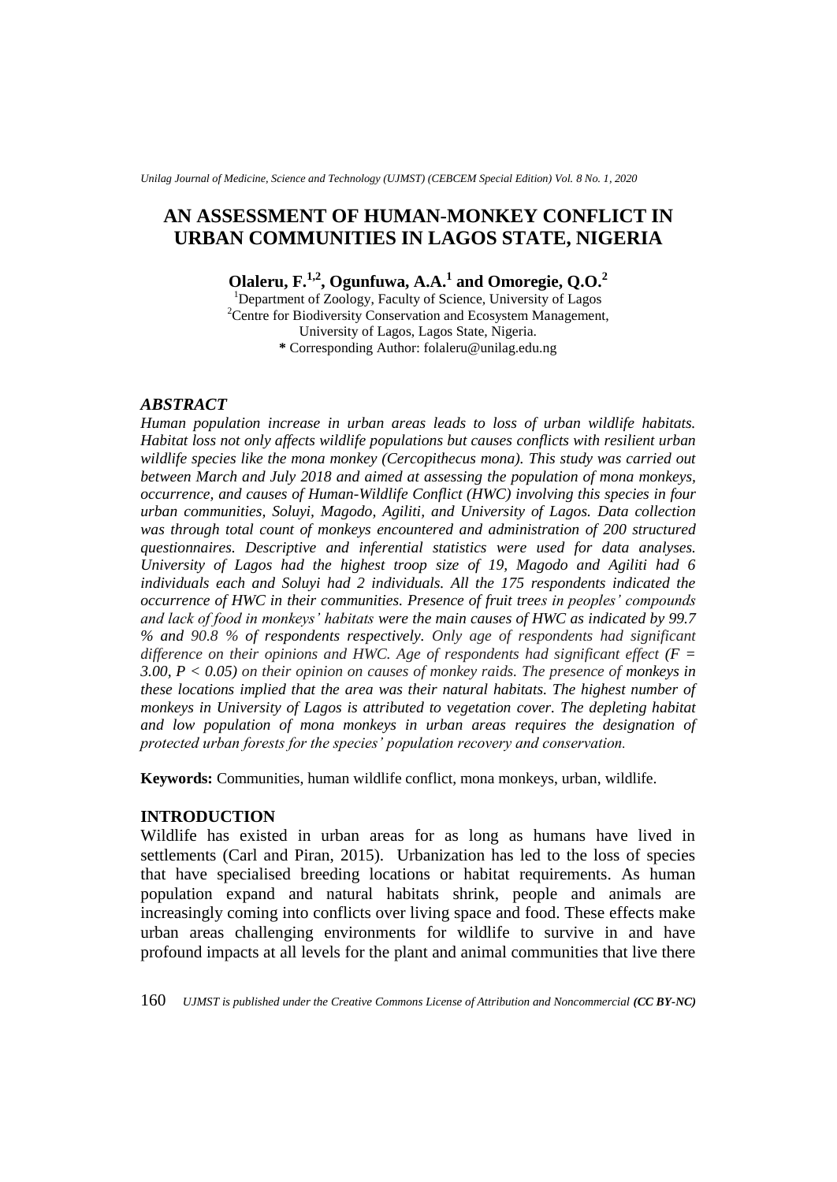# AN ASSESSMENT OF HUMAN-MONKEY CONFLICT IN URBAN COMMUNITIES IN LAGOS STATE, NIGERIA

**Olaleru, F.[1,2], Ogunfuwa, A.A.[1] and Omoregie, Q.O.[2]**

[1]Department of Zoology, Faculty of Science, University of Lagos
[2]Centre for Biodiversity Conservation and Ecosystem Management, University of Lagos, Lagos State, Nigeria.
**\*** Corresponding Author: folaleru@unilag.edu.ng

### *ABSTRACT*

*Human population increase in urban areas leads to loss of urban wildlife habitats. Habitat loss not only affects wildlife populations but causes conflicts with resilient urban wildlife species like the mona monkey (Cercopithecus mona). This study was carried out between March and July 2018 and aimed at assessing the population of mona monkeys, occurrence, and causes of Human-Wildlife Conflict (HWC) involving this species in four urban communities, Soluyi, Magodo, Agiliti, and University of Lagos. Data collection was through total count of monkeys encountered and administration of 200 structured questionnaires. Descriptive and inferential statistics were used for data analyses. University of Lagos had the highest troop size of 19, Magodo and Agiliti had 6 individuals each and Soluyi had 2 individuals. All the 175 respondents indicated the occurrence of HWC in their communities. Presence of fruit trees in peoples' compounds and lack of food in monkeys' habitats were the main causes of HWC as indicated by 99.7 % and 90.8 % of respondents respectively. Only age of respondents had significant difference on their opinions and HWC. Age of respondents had significant effect ($F = 3.00$, $P < 0.05$) on their opinion on causes of monkey raids. The presence of monkeys in these locations implied that the area was their natural habitats. The highest number of monkeys in University of Lagos is attributed to vegetation cover. The depleting habitat and low population of mona monkeys in urban areas requires the designation of protected urban forests for the species' population recovery and conservation.*

**Keywords:** Communities, human wildlife conflict, mona monkeys, urban, wildlife.

## INTRODUCTION

Wildlife has existed in urban areas for as long as humans have lived in settlements (Carl and Piran, 2015). Urbanization has led to the loss of species that have specialised breeding locations or habitat requirements. As human population expand and natural habitats shrink, people and animals are increasingly coming into conflicts over living space and food. These effects make urban areas challenging environments for wildlife to survive in and have profound impacts at all levels for the plant and animal communities that live there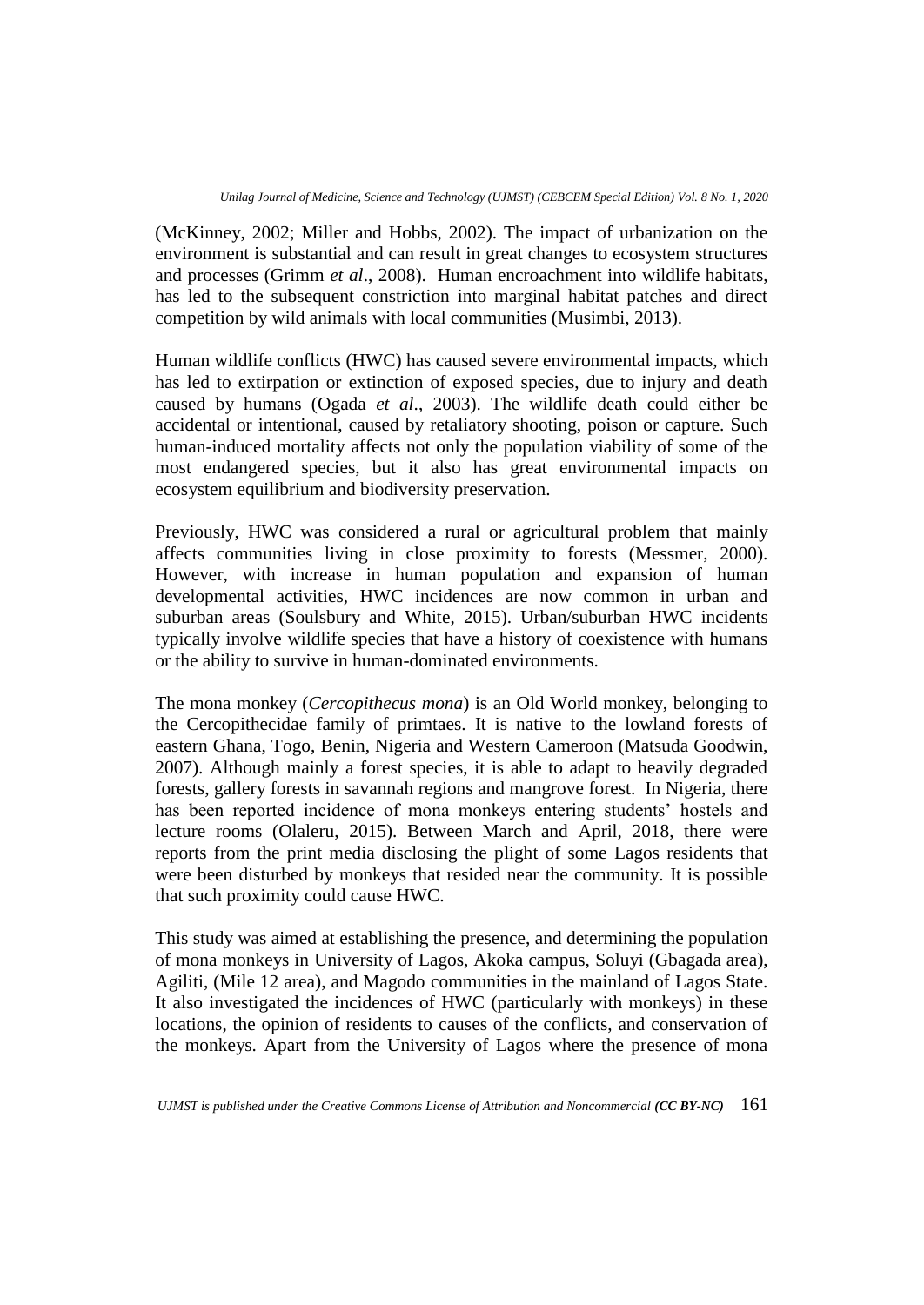(McKinney, 2002; Miller and Hobbs, 2002). The impact of urbanization on the environment is substantial and can result in great changes to ecosystem structures and processes (Grimm *et al*., 2008). Human encroachment into wildlife habitats, has led to the subsequent constriction into marginal habitat patches and direct competition by wild animals with local communities (Musimbi, 2013).

Human wildlife conflicts (HWC) has caused severe environmental impacts, which has led to extirpation or extinction of exposed species, due to injury and death caused by humans (Ogada *et al*., 2003). The wildlife death could either be accidental or intentional, caused by retaliatory shooting, poison or capture. Such human-induced mortality affects not only the population viability of some of the most endangered species, but it also has great environmental impacts on ecosystem equilibrium and biodiversity preservation.

Previously, HWC was considered a rural or agricultural problem that mainly affects communities living in close proximity to forests (Messmer, 2000). However, with increase in human population and expansion of human developmental activities, HWC incidences are now common in urban and suburban areas (Soulsbury and White, 2015). Urban/suburban HWC incidents typically involve wildlife species that have a history of coexistence with humans or the ability to survive in human-dominated environments.

The mona monkey (*Cercopithecus mona*) is an Old World monkey, belonging to the Cercopithecidae family of primtaes. It is native to the lowland forests of eastern Ghana, Togo, Benin, Nigeria and Western Cameroon (Matsuda Goodwin, 2007). Although mainly a forest species, it is able to adapt to heavily degraded forests, gallery forests in savannah regions and mangrove forest. In Nigeria, there has been reported incidence of mona monkeys entering students' hostels and lecture rooms (Olaleru, 2015). Between March and April, 2018, there were reports from the print media disclosing the plight of some Lagos residents that were been disturbed by monkeys that resided near the community. It is possible that such proximity could cause HWC.

This study was aimed at establishing the presence, and determining the population of mona monkeys in University of Lagos, Akoka campus, Soluyi (Gbagada area), Agiliti, (Mile 12 area), and Magodo communities in the mainland of Lagos State. It also investigated the incidences of HWC (particularly with monkeys) in these locations, the opinion of residents to causes of the conflicts, and conservation of the monkeys. Apart from the University of Lagos where the presence of mona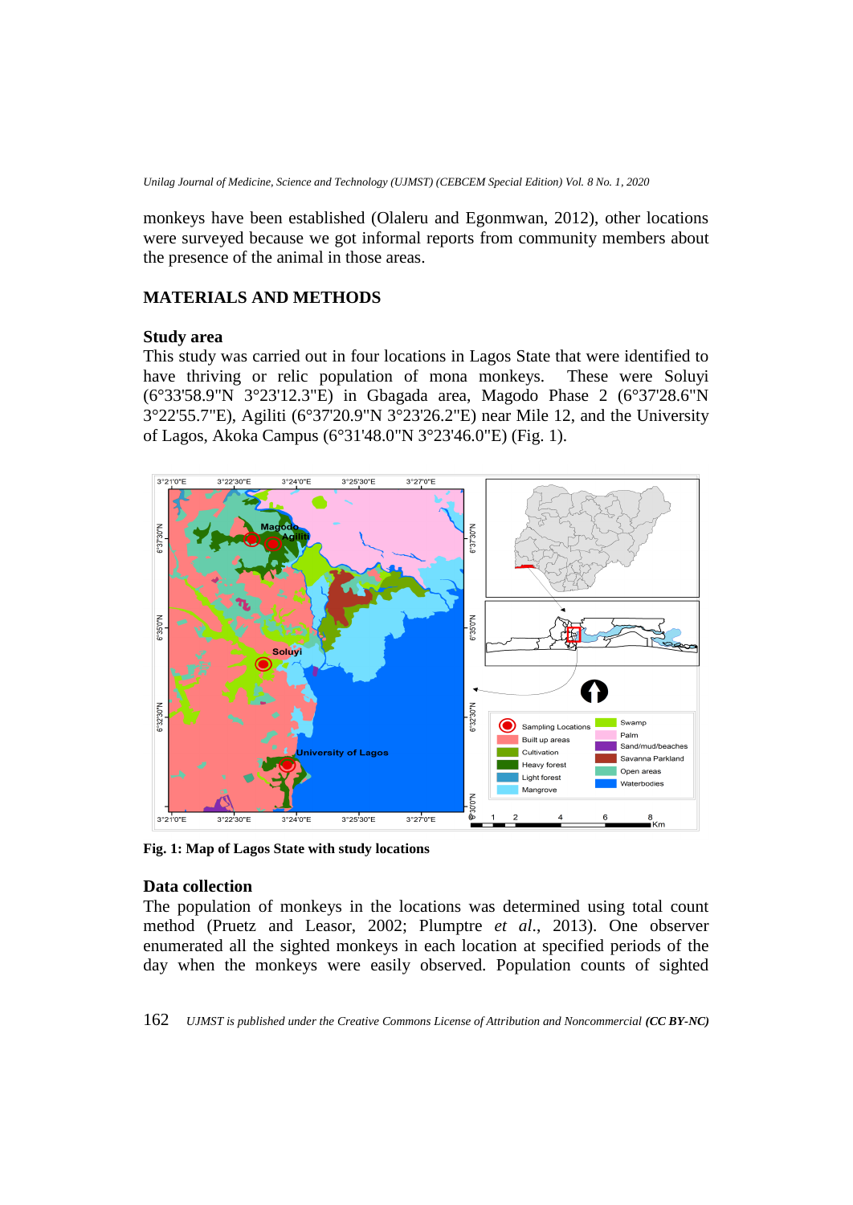monkeys have been established (Olaleru and Egonmwan, 2012), other locations were surveyed because we got informal reports from community members about the presence of the animal in those areas.

## MATERIALS AND METHODS

### Study area

This study was carried out in four locations in Lagos State that were identified to have thriving or relic population of mona monkeys. These were Soluyi (6°33'58.9"N 3°23'12.3"E) in Gbagada area, Magodo Phase 2 (6°37'28.6"N 3°22'55.7"E), Agiliti (6°37'20.9"N 3°23'26.2"E) near Mile 12, and the University of Lagos, Akoka Campus (6°31'48.0"N 3°23'46.0"E) (Fig. 1).

**Fig. 1: Map of Lagos State with study locations**

### Data collection

The population of monkeys in the locations was determined using total count method (Pruetz and Leasor, 2002; Plumptre *et al*., 2013). One observer enumerated all the sighted monkeys in each location at specified periods of the day when the monkeys were easily observed. Population counts of sighted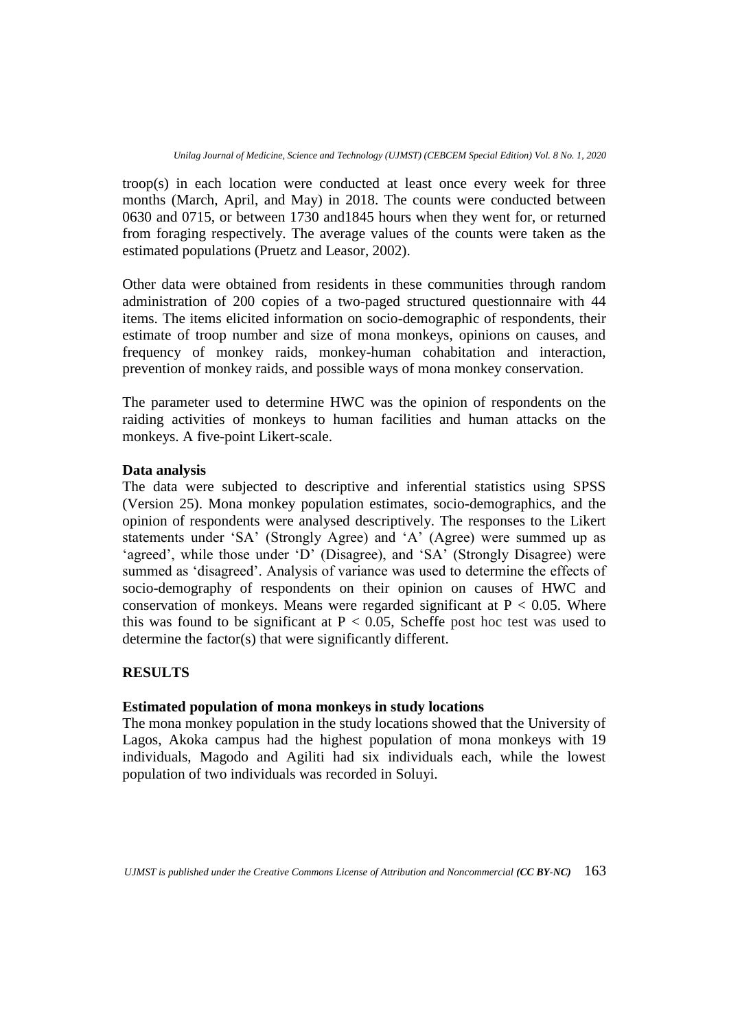troop(s) in each location were conducted at least once every week for three months (March, April, and May) in 2018. The counts were conducted between 0630 and 0715, or between 1730 and1845 hours when they went for, or returned from foraging respectively. The average values of the counts were taken as the estimated populations (Pruetz and Leasor, 2002).

Other data were obtained from residents in these communities through random administration of 200 copies of a two-paged structured questionnaire with 44 items. The items elicited information on socio-demographic of respondents, their estimate of troop number and size of mona monkeys, opinions on causes, and frequency of monkey raids, monkey-human cohabitation and interaction, prevention of monkey raids, and possible ways of mona monkey conservation.

The parameter used to determine HWC was the opinion of respondents on the raiding activities of monkeys to human facilities and human attacks on the monkeys. A five-point Likert-scale.

### Data analysis

The data were subjected to descriptive and inferential statistics using SPSS (Version 25). Mona monkey population estimates, socio-demographics, and the opinion of respondents were analysed descriptively. The responses to the Likert statements under 'SA' (Strongly Agree) and 'A' (Agree) were summed up as 'agreed', while those under 'D' (Disagree), and 'SA' (Strongly Disagree) were summed as 'disagreed'. Analysis of variance was used to determine the effects of socio-demography of respondents on their opinion on causes of HWC and conservation of monkeys. Means were regarded significant at $P < 0.05$. Where this was found to be significant at $P < 0.05$, Scheffe post hoc test was used to determine the factor(s) that were significantly different.

## RESULTS

### Estimated population of mona monkeys in study locations

The mona monkey population in the study locations showed that the University of Lagos, Akoka campus had the highest population of mona monkeys with 19 individuals, Magodo and Agiliti had six individuals each, while the lowest population of two individuals was recorded in Soluyi.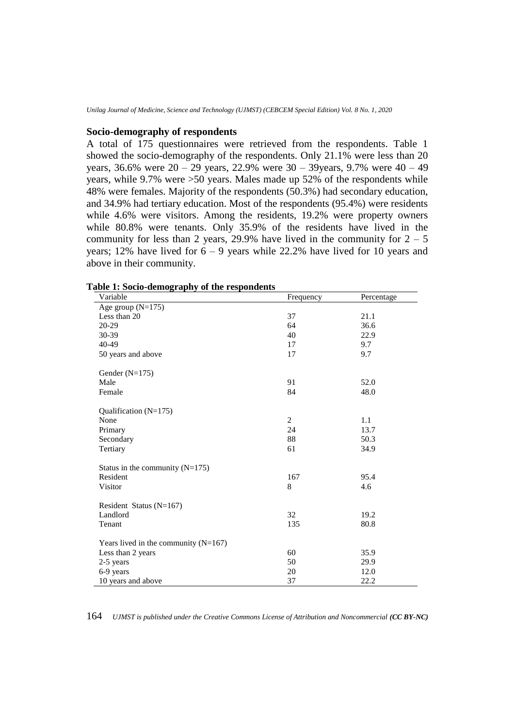## Socio-demography of respondents

A total of 175 questionnaires were retrieved from the respondents. Table 1 showed the socio-demography of the respondents. Only 21.1% were less than 20 years, 36.6% were 20 – 29 years, 22.9% were 30 – 39years, 9.7% were 40 – 49 years, while 9.7% were >50 years. Males made up 52% of the respondents while 48% were females. Majority of the respondents (50.3%) had secondary education, and 34.9% had tertiary education. Most of the respondents (95.4%) were residents while 4.6% were visitors. Among the residents, 19.2% were property owners while 80.8% were tenants. Only 35.9% of the residents have lived in the community for less than 2 years, 29.9% have lived in the community for 2 – 5 years; 12% have lived for 6 – 9 years while 22.2% have lived for 10 years and above in their community.

**Table 1: Socio-demography of the respondents**

| Variable | Frequency | Percentage |
|---|---|---|
| Age group (N=175) | | |
| Less than 20 | 37 | 21.1 |
| 20-29 | 64 | 36.6 |
| 30-39 | 40 | 22.9 |
| 40-49 | 17 | 9.7 |
| 50 years and above | 17 | 9.7 |
| Gender (N=175) | | |
| Male | 91 | 52.0 |
| Female | 84 | 48.0 |
| Qualification (N=175) | | |
| None | 2 | 1.1 |
| Primary | 24 | 13.7 |
| Secondary | 88 | 50.3 |
| Tertiary | 61 | 34.9 |
| Status in the community (N=175) | | |
| Resident | 167 | 95.4 |
| Visitor | 8 | 4.6 |
| Resident Status (N=167) | | |
| Landlord | 32 | 19.2 |
| Tenant | 135 | 80.8 |
| Years lived in the community (N=167) | | |
| Less than 2 years | 60 | 35.9 |
| 2-5 years | 50 | 29.9 |
| 6-9 years | 20 | 12.0 |
| 10 years and above | 37 | 22.2 |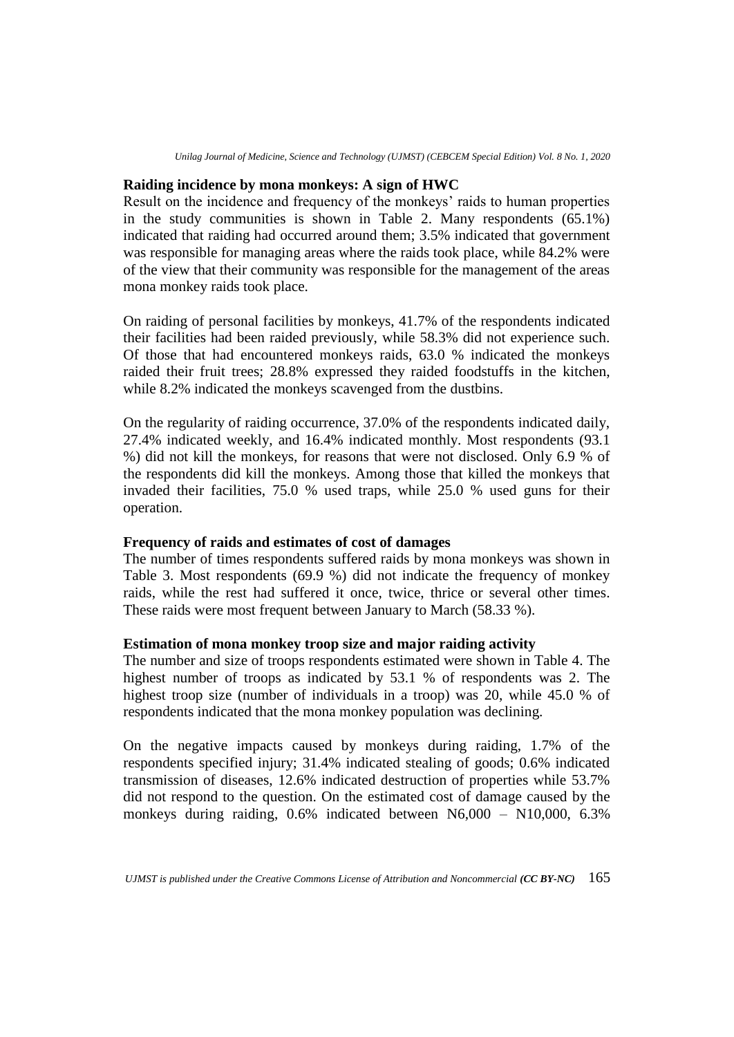### Raiding incidence by mona monkeys: A sign of HWC

Result on the incidence and frequency of the monkeys' raids to human properties in the study communities is shown in Table 2. Many respondents (65.1%) indicated that raiding had occurred around them; 3.5% indicated that government was responsible for managing areas where the raids took place, while 84.2% were of the view that their community was responsible for the management of the areas mona monkey raids took place.

On raiding of personal facilities by monkeys, 41.7% of the respondents indicated their facilities had been raided previously, while 58.3% did not experience such. Of those that had encountered monkeys raids, 63.0 % indicated the monkeys raided their fruit trees; 28.8% expressed they raided foodstuffs in the kitchen, while 8.2% indicated the monkeys scavenged from the dustbins.

On the regularity of raiding occurrence, 37.0% of the respondents indicated daily, 27.4% indicated weekly, and 16.4% indicated monthly. Most respondents (93.1 %) did not kill the monkeys, for reasons that were not disclosed. Only 6.9 % of the respondents did kill the monkeys. Among those that killed the monkeys that invaded their facilities, 75.0 % used traps, while 25.0 % used guns for their operation.

### Frequency of raids and estimates of cost of damages

The number of times respondents suffered raids by mona monkeys was shown in Table 3. Most respondents (69.9 %) did not indicate the frequency of monkey raids, while the rest had suffered it once, twice, thrice or several other times. These raids were most frequent between January to March (58.33 %).

### Estimation of mona monkey troop size and major raiding activity

The number and size of troops respondents estimated were shown in Table 4. The highest number of troops as indicated by 53.1 % of respondents was 2. The highest troop size (number of individuals in a troop) was 20, while 45.0 % of respondents indicated that the mona monkey population was declining.

On the negative impacts caused by monkeys during raiding, 1.7% of the respondents specified injury; 31.4% indicated stealing of goods; 0.6% indicated transmission of diseases, 12.6% indicated destruction of properties while 53.7% did not respond to the question. On the estimated cost of damage caused by the monkeys during raiding, 0.6% indicated between N6,000 – N10,000, 6.3%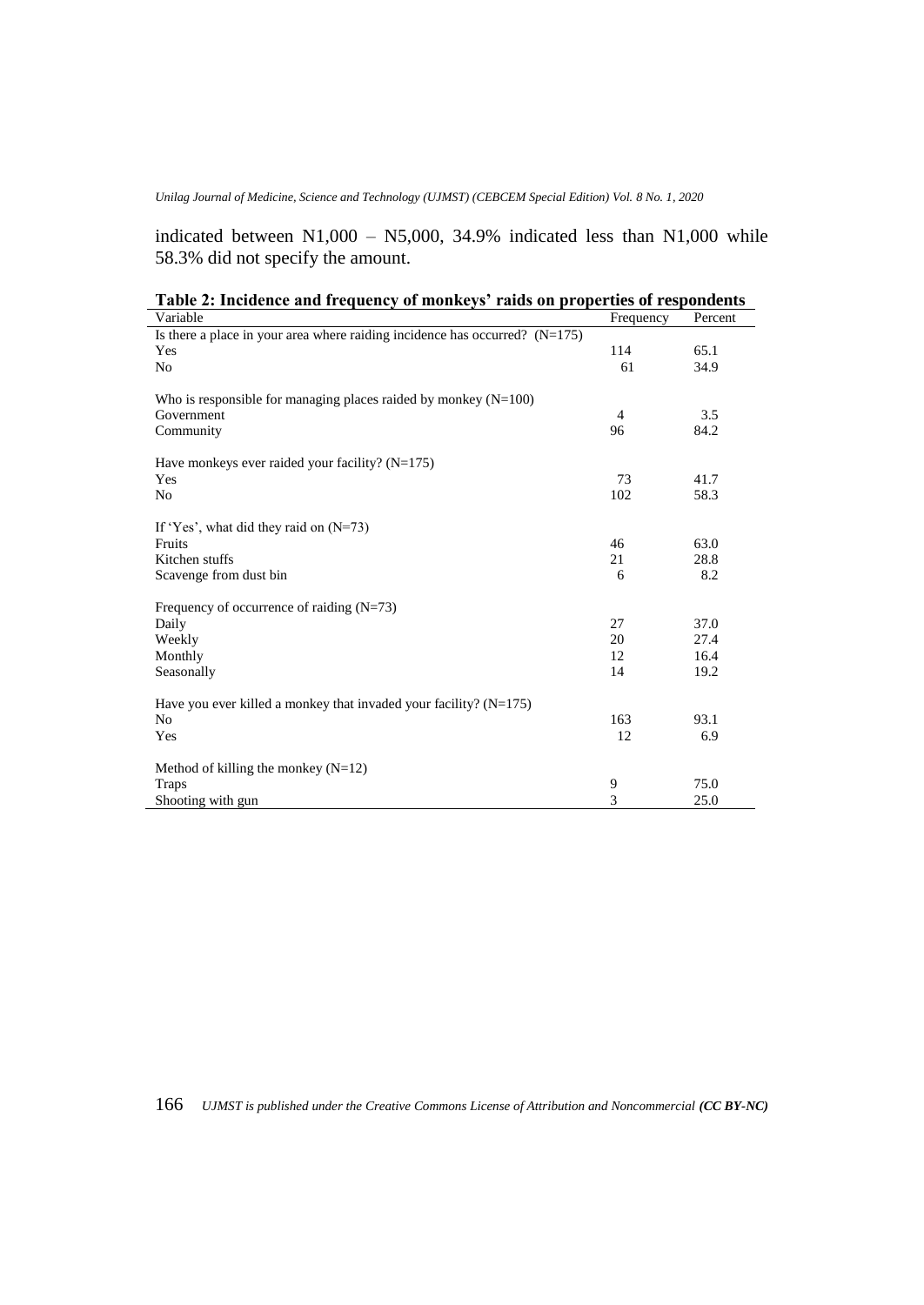indicated between N1,000 – N5,000, 34.9% indicated less than N1,000 while 58.3% did not specify the amount.

**Table 2: Incidence and frequency of monkeys' raids on properties of respondents**

| Variable | Frequency | Percent |
|---|---|---|
| Is there a place in your area where raiding incidence has occurred? (N=175) | | |
| Yes | 114 | 65.1 |
| No | 61 | 34.9 |
| Who is responsible for managing places raided by monkey (N=100) | | |
| Government | 4 | 3.5 |
| Community | 96 | 84.2 |
| Have monkeys ever raided your facility? (N=175) | | |
| Yes | 73 | 41.7 |
| No | 102 | 58.3 |
| If 'Yes', what did they raid on (N=73) | | |
| Fruits | 46 | 63.0 |
| Kitchen stuffs | 21 | 28.8 |
| Scavenge from dust bin | 6 | 8.2 |
| Frequency of occurrence of raiding (N=73) | | |
| Daily | 27 | 37.0 |
| Weekly | 20 | 27.4 |
| Monthly | 12 | 16.4 |
| Seasonally | 14 | 19.2 |
| Have you ever killed a monkey that invaded your facility? (N=175) | | |
| No | 163 | 93.1 |
| Yes | 12 | 6.9 |
| Method of killing the monkey (N=12) | | |
| Traps | 9 | 75.0 |
| Shooting with gun | 3 | 25.0 |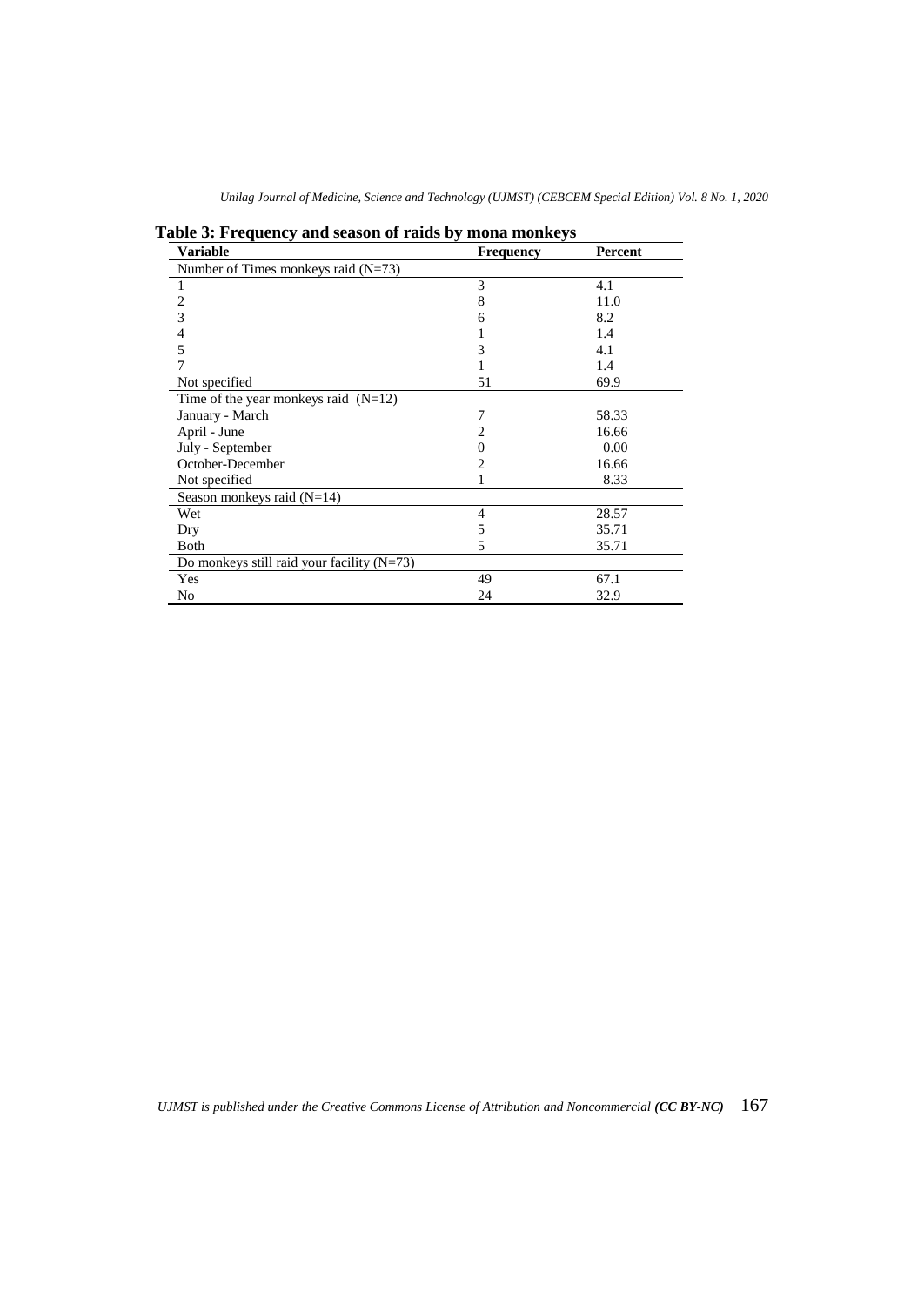**Table 3: Frequency and season of raids by mona monkeys**

| Variable | Frequency | Percent |
|---|---|---|
| Number of Times monkeys raid (N=73) | | |
| 1 | 3 | 4.1 |
| 2 | 8 | 11.0 |
| 3 | 6 | 8.2 |
| 4 | 1 | 1.4 |
| 5 | 3 | 4.1 |
| 7 | 1 | 1.4 |
| Not specified | 51 | 69.9 |
| Time of the year monkeys raid (N=12) | | |
| January - March | 7 | 58.33 |
| April - June | 2 | 16.66 |
| July - September | 0 | 0.00 |
| October-December | 2 | 16.66 |
| Not specified | 1 | 8.33 |
| Season monkeys raid (N=14) | | |
| Wet | 4 | 28.57 |
| Dry | 5 | 35.71 |
| Both | 5 | 35.71 |
| Do monkeys still raid your facility (N=73) | | |
| Yes | 49 | 67.1 |
| No | 24 | 32.9 |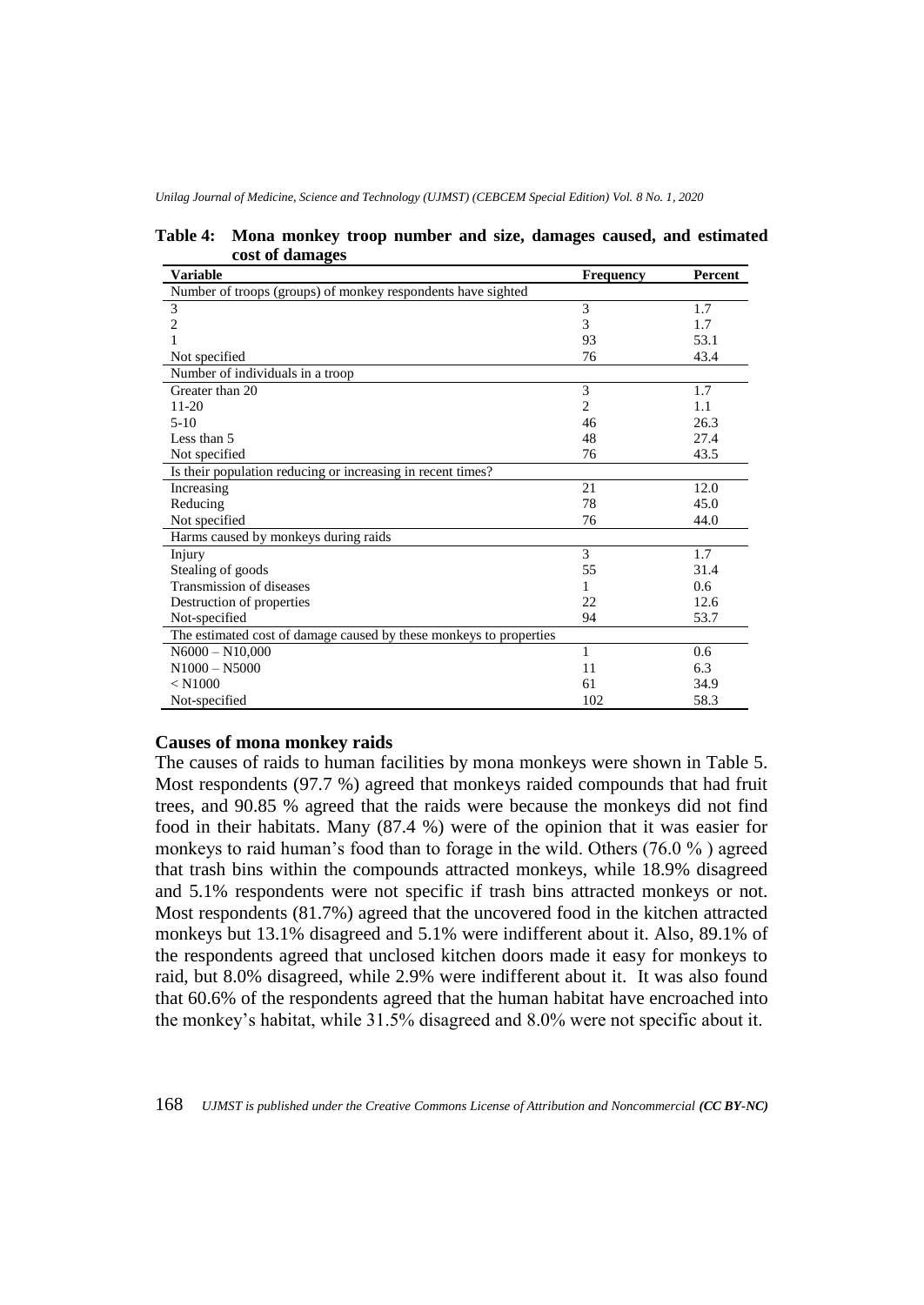**Table 4: Mona monkey troop number and size, damages caused, and estimated cost of damages**

| Variable | Frequency | Percent |
|---|---|---|
| Number of troops (groups) of monkey respondents have sighted | | |
| 3 | 3 | 1.7 |
| 2 | 3 | 1.7 |
| 1 | 93 | 53.1 |
| Not specified | 76 | 43.4 |
| Number of individuals in a troop | | |
| Greater than 20 | 3 | 1.7 |
| 11-20 | 2 | 1.1 |
| 5-10 | 46 | 26.3 |
| Less than 5 | 48 | 27.4 |
| Not specified | 76 | 43.5 |
| Is their population reducing or increasing in recent times? | | |
| Increasing | 21 | 12.0 |
| Reducing | 78 | 45.0 |
| Not specified | 76 | 44.0 |
| Harms caused by monkeys during raids | | |
| Injury | 3 | 1.7 |
| Stealing of goods | 55 | 31.4 |
| Transmission of diseases | 1 | 0.6 |
| Destruction of properties | 22 | 12.6 |
| Not-specified | 94 | 53.7 |
| The estimated cost of damage caused by these monkeys to properties | | |
| N6000 – N10,000 | 1 | 0.6 |
| N1000 – N5000 | 11 | 6.3 |
| < N1000 | 61 | 34.9 |
| Not-specified | 102 | 58.3 |

**Causes of mona monkey raids**

The causes of raids to human facilities by mona monkeys were shown in Table 5. Most respondents (97.7 %) agreed that monkeys raided compounds that had fruit trees, and 90.85 % agreed that the raids were because the monkeys did not find food in their habitats. Many (87.4 %) were of the opinion that it was easier for monkeys to raid human's food than to forage in the wild. Others (76.0 % ) agreed that trash bins within the compounds attracted monkeys, while 18.9% disagreed and 5.1% respondents were not specific if trash bins attracted monkeys or not. Most respondents (81.7%) agreed that the uncovered food in the kitchen attracted monkeys but 13.1% disagreed and 5.1% were indifferent about it. Also, 89.1% of the respondents agreed that unclosed kitchen doors made it easy for monkeys to raid, but 8.0% disagreed, while 2.9% were indifferent about it. It was also found that 60.6% of the respondents agreed that the human habitat have encroached into the monkey's habitat, while 31.5% disagreed and 8.0% were not specific about it.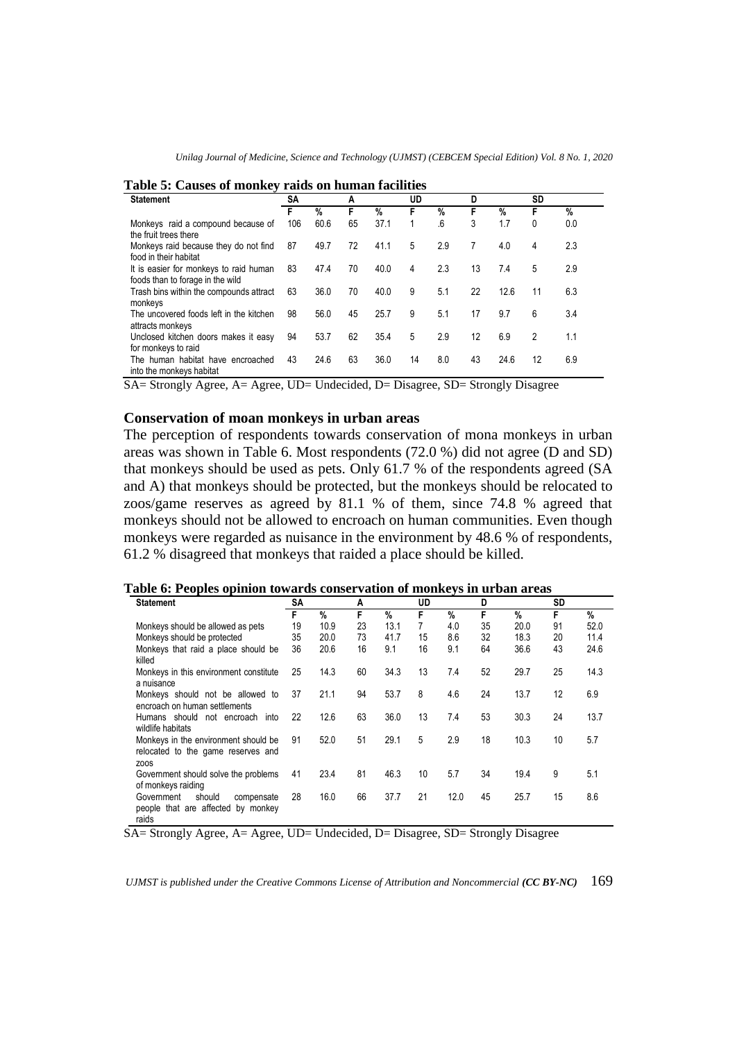**Table 5: Causes of monkey raids on human facilities**

| Statement | SA | | A | | UD | | D | | SD | |
|---|---|---|---|---|---|---|---|---|---|---|
| | F | % | F | % | F | % | F | % | F | % |
| Monkeys raid a compound because of the fruit trees there | 106 | 60.6 | 65 | 37.1 | 1 | .6 | 3 | 1.7 | 0 | 0.0 |
| Monkeys raid because they do not find food in their habitat | 87 | 49.7 | 72 | 41.1 | 5 | 2.9 | 7 | 4.0 | 4 | 2.3 |
| It is easier for monkeys to raid human foods than to forage in the wild | 83 | 47.4 | 70 | 40.0 | 4 | 2.3 | 13 | 7.4 | 5 | 2.9 |
| Trash bins within the compounds attract monkeys | 63 | 36.0 | 70 | 40.0 | 9 | 5.1 | 22 | 12.6 | 11 | 6.3 |
| The uncovered foods left in the kitchen attracts monkeys | 98 | 56.0 | 45 | 25.7 | 9 | 5.1 | 17 | 9.7 | 6 | 3.4 |
| Unclosed kitchen doors makes it easy for monkeys to raid | 94 | 53.7 | 62 | 35.4 | 5 | 2.9 | 12 | 6.9 | 2 | 1.1 |
| The human habitat have encroached into the monkeys habitat | 43 | 24.6 | 63 | 36.0 | 14 | 8.0 | 43 | 24.6 | 12 | 6.9 |

SA= Strongly Agree, A= Agree, UD= Undecided, D= Disagree, SD= Strongly Disagree

### Conservation of moan monkeys in urban areas

The perception of respondents towards conservation of mona monkeys in urban areas was shown in Table 6. Most respondents (72.0 %) did not agree (D and SD) that monkeys should be used as pets. Only 61.7 % of the respondents agreed (SA and A) that monkeys should be protected, but the monkeys should be relocated to zoos/game reserves as agreed by 81.1 % of them, since 74.8 % agreed that monkeys should not be allowed to encroach on human communities. Even though monkeys were regarded as nuisance in the environment by 48.6 % of respondents, 61.2 % disagreed that monkeys that raided a place should be killed.

**Table 6: Peoples opinion towards conservation of monkeys in urban areas**

| Statement | SA | | A | | UD | | D | | SD | |
|---|---|---|---|---|---|---|---|---|---|---|
| | F | % | F | % | F | % | F | % | F | % |
| Monkeys should be allowed as pets | 19 | 10.9 | 23 | 13.1 | 7 | 4.0 | 35 | 20.0 | 91 | 52.0 |
| Monkeys should be protected | 35 | 20.0 | 73 | 41.7 | 15 | 8.6 | 32 | 18.3 | 20 | 11.4 |
| Monkeys that raid a place should be killed | 36 | 20.6 | 16 | 9.1 | 16 | 9.1 | 64 | 36.6 | 43 | 24.6 |
| Monkeys in this environment constitute a nuisance | 25 | 14.3 | 60 | 34.3 | 13 | 7.4 | 52 | 29.7 | 25 | 14.3 |
| Monkeys should not be allowed to encroach on human settlements | 37 | 21.1 | 94 | 53.7 | 8 | 4.6 | 24 | 13.7 | 12 | 6.9 |
| Humans should not encroach into wildlife habitats | 22 | 12.6 | 63 | 36.0 | 13 | 7.4 | 53 | 30.3 | 24 | 13.7 |
| Monkeys in the environment should be relocated to the game reserves and zoos | 91 | 52.0 | 51 | 29.1 | 5 | 2.9 | 18 | 10.3 | 10 | 5.7 |
| Government should solve the problems of monkeys raiding | 41 | 23.4 | 81 | 46.3 | 10 | 5.7 | 34 | 19.4 | 9 | 5.1 |
| Government should compensate people that are affected by monkey raids | 28 | 16.0 | 66 | 37.7 | 21 | 12.0 | 45 | 25.7 | 15 | 8.6 |

SA= Strongly Agree, A= Agree, UD= Undecided, D= Disagree, SD= Strongly Disagree

*UJMST is published under the Creative Commons License of Attribution and Noncommercial **(CC BY-NC)***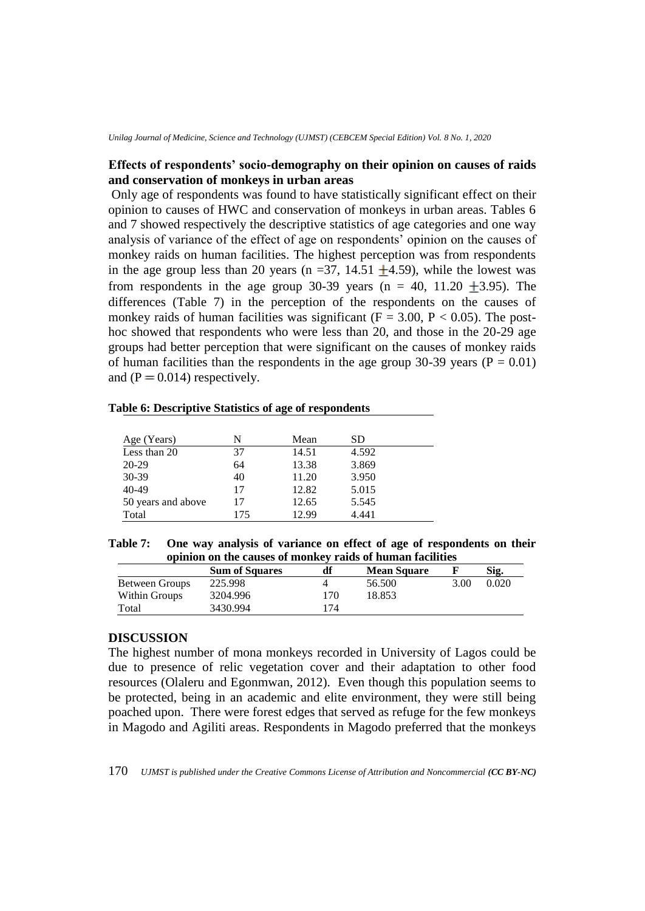### Effects of respondents' socio-demography on their opinion on causes of raids and conservation of monkeys in urban areas

Only age of respondents was found to have statistically significant effect on their opinion to causes of HWC and conservation of monkeys in urban areas. Tables 6 and 7 showed respectively the descriptive statistics of age categories and one way analysis of variance of the effect of age on respondents' opinion on the causes of monkey raids on human facilities. The highest perception was from respondents in the age group less than 20 years (n =37, 14.51 $\pm$4.59), while the lowest was from respondents in the age group 30-39 years (n = 40, 11.20 $\pm$3.95). The differences (Table 7) in the perception of the respondents on the causes of monkey raids of human facilities was significant ($F = 3.00$, $P < 0.05$). The post-hoc showed that respondents who were less than 20, and those in the 20-29 age groups had better perception that were significant on the causes of monkey raids of human facilities than the respondents in the age group 30-39 years ($P = 0.01$) and ($P = 0.014$) respectively.

**Table 6: Descriptive Statistics of age of respondents**

| Age (Years) | N | Mean | SD |
|---|---|---|---|
| Less than 20 | 37 | 14.51 | 4.592 |
| 20-29 | 64 | 13.38 | 3.869 |
| 30-39 | 40 | 11.20 | 3.950 |
| 40-49 | 17 | 12.82 | 5.015 |
| 50 years and above | 17 | 12.65 | 5.545 |
| Total | 175 | 12.99 | 4.441 |

**Table 7: One way analysis of variance on effect of age of respondents on their opinion on the causes of monkey raids of human facilities**

| | Sum of Squares | df | Mean Square | F | Sig. |
|---|---|---|---|---|---|
| Between Groups | 225.998 | 4 | 56.500 | 3.00 | 0.020 |
| Within Groups | 3204.996 | 170 | 18.853 | | |
| Total | 3430.994 | 174 | | | |

## DISCUSSION

The highest number of mona monkeys recorded in University of Lagos could be due to presence of relic vegetation cover and their adaptation to other food resources (Olaleru and Egonmwan, 2012). Even though this population seems to be protected, being in an academic and elite environment, they were still being poached upon. There were forest edges that served as refuge for the few monkeys in Magodo and Agiliti areas. Respondents in Magodo preferred that the monkeys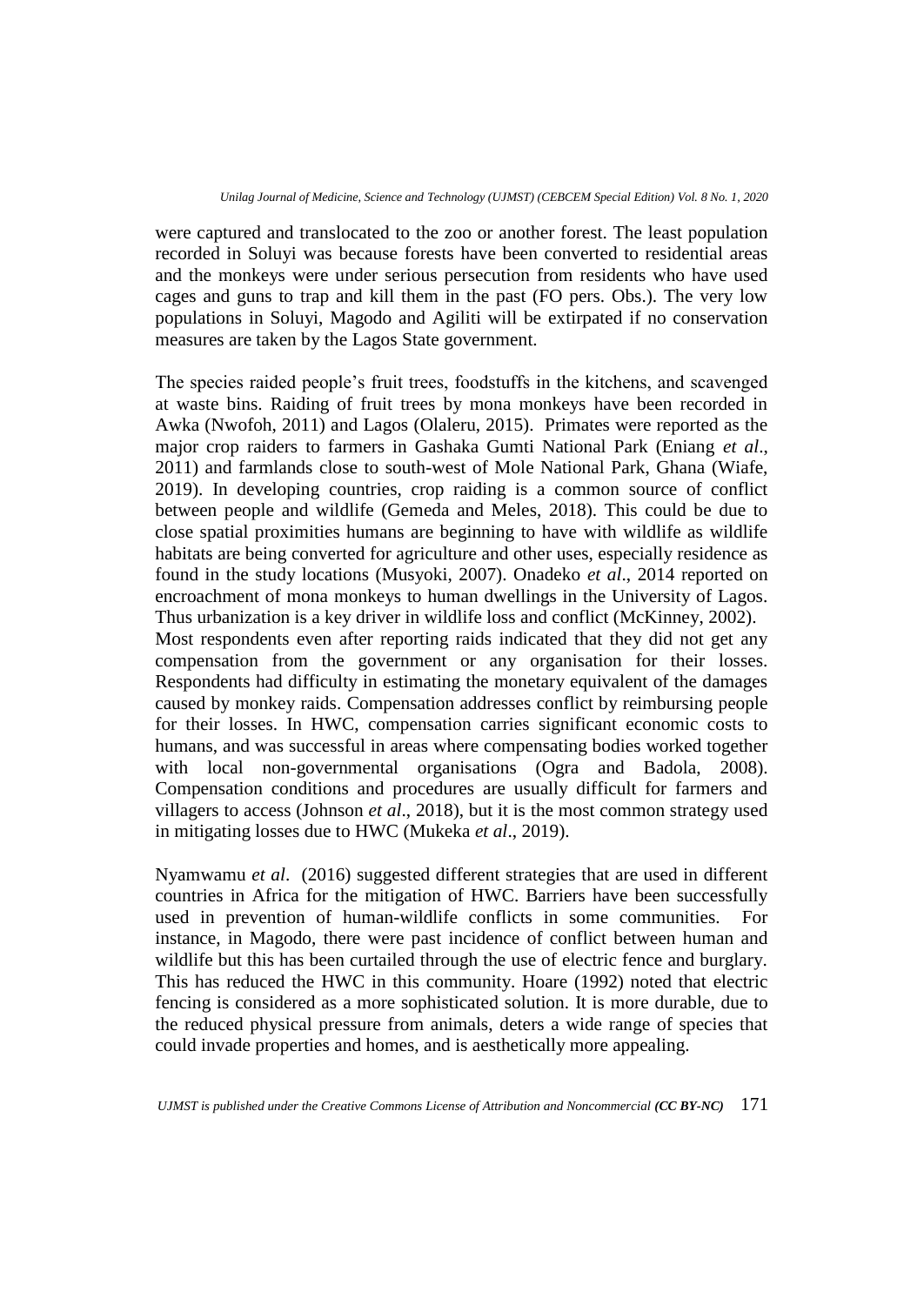were captured and translocated to the zoo or another forest. The least population recorded in Soluyi was because forests have been converted to residential areas and the monkeys were under serious persecution from residents who have used cages and guns to trap and kill them in the past (FO pers. Obs.). The very low populations in Soluyi, Magodo and Agiliti will be extirpated if no conservation measures are taken by the Lagos State government.

The species raided people's fruit trees, foodstuffs in the kitchens, and scavenged at waste bins. Raiding of fruit trees by mona monkeys have been recorded in Awka (Nwofoh, 2011) and Lagos (Olaleru, 2015). Primates were reported as the major crop raiders to farmers in Gashaka Gumti National Park (Eniang *et al*., 2011) and farmlands close to south-west of Mole National Park, Ghana (Wiafe, 2019). In developing countries, crop raiding is a common source of conflict between people and wildlife (Gemeda and Meles, 2018). This could be due to close spatial proximities humans are beginning to have with wildlife as wildlife habitats are being converted for agriculture and other uses, especially residence as found in the study locations (Musyoki, 2007). Onadeko *et al*., 2014 reported on encroachment of mona monkeys to human dwellings in the University of Lagos. Thus urbanization is a key driver in wildlife loss and conflict (McKinney, 2002).

Most respondents even after reporting raids indicated that they did not get any compensation from the government or any organisation for their losses. Respondents had difficulty in estimating the monetary equivalent of the damages caused by monkey raids. Compensation addresses conflict by reimbursing people for their losses. In HWC, compensation carries significant economic costs to humans, and was successful in areas where compensating bodies worked together with local non-governmental organisations (Ogra and Badola, 2008). Compensation conditions and procedures are usually difficult for farmers and villagers to access (Johnson *et al*., 2018), but it is the most common strategy used in mitigating losses due to HWC (Mukeka *et al*., 2019).

Nyamwamu *et al*. (2016) suggested different strategies that are used in different countries in Africa for the mitigation of HWC. Barriers have been successfully used in prevention of human-wildlife conflicts in some communities. For instance, in Magodo, there were past incidence of conflict between human and wildlife but this has been curtailed through the use of electric fence and burglary. This has reduced the HWC in this community. Hoare (1992) noted that electric fencing is considered as a more sophisticated solution. It is more durable, due to the reduced physical pressure from animals, deters a wide range of species that could invade properties and homes, and is aesthetically more appealing.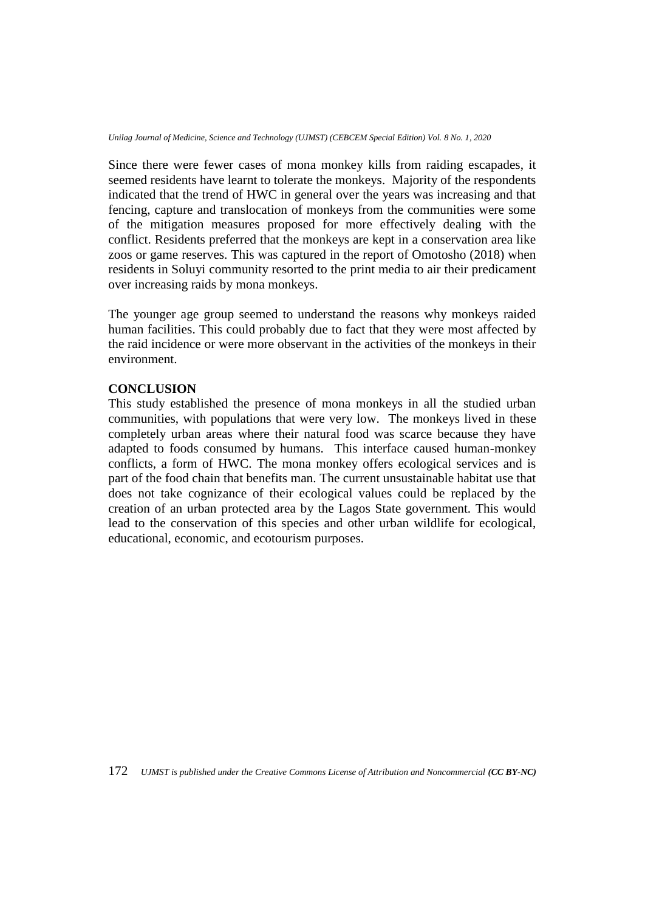Since there were fewer cases of mona monkey kills from raiding escapades, it seemed residents have learnt to tolerate the monkeys. Majority of the respondents indicated that the trend of HWC in general over the years was increasing and that fencing, capture and translocation of monkeys from the communities were some of the mitigation measures proposed for more effectively dealing with the conflict. Residents preferred that the monkeys are kept in a conservation area like zoos or game reserves. This was captured in the report of Omotosho (2018) when residents in Soluyi community resorted to the print media to air their predicament over increasing raids by mona monkeys.

The younger age group seemed to understand the reasons why monkeys raided human facilities. This could probably due to fact that they were most affected by the raid incidence or were more observant in the activities of the monkeys in their environment.

## CONCLUSION

This study established the presence of mona monkeys in all the studied urban communities, with populations that were very low. The monkeys lived in these completely urban areas where their natural food was scarce because they have adapted to foods consumed by humans. This interface caused human-monkey conflicts, a form of HWC. The mona monkey offers ecological services and is part of the food chain that benefits man. The current unsustainable habitat use that does not take cognizance of their ecological values could be replaced by the creation of an urban protected area by the Lagos State government. This would lead to the conservation of this species and other urban wildlife for ecological, educational, economic, and ecotourism purposes.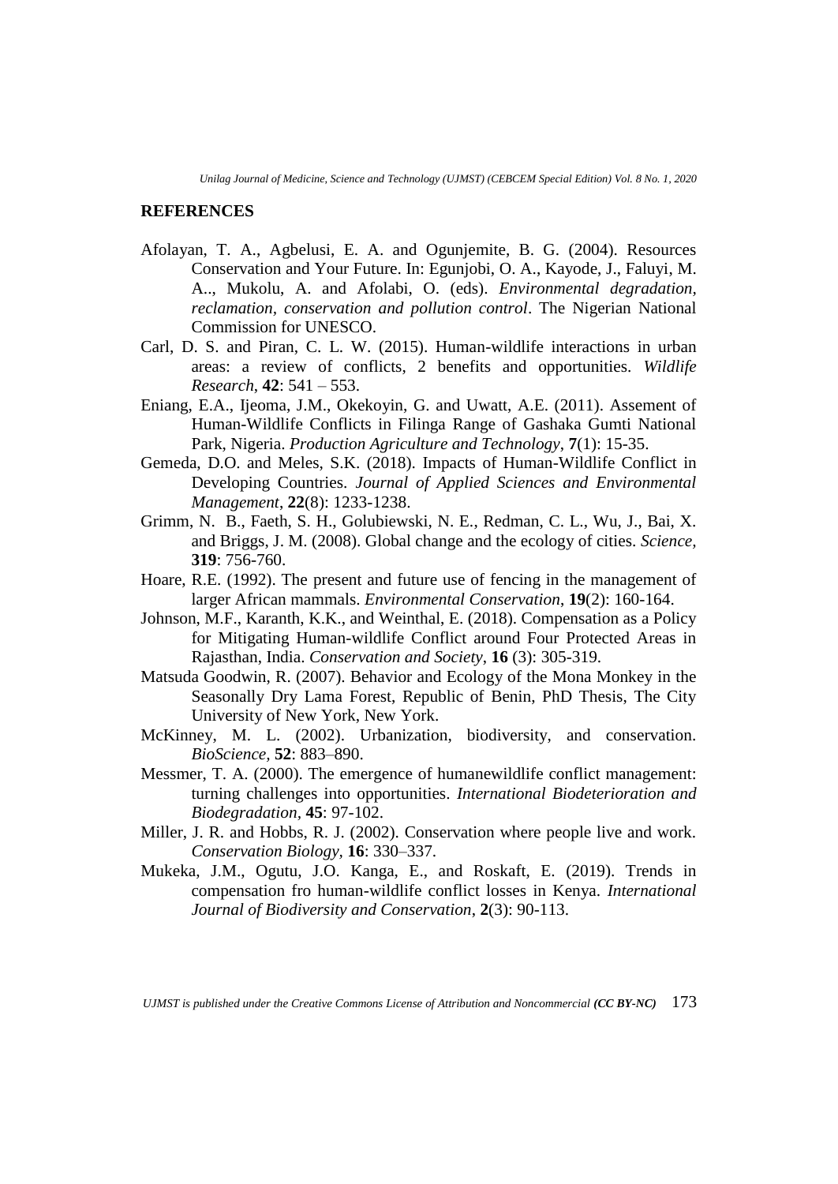## REFERENCES

Afolayan, T. A., Agbelusi, E. A. and Ogunjemite, B. G. (2004). Resources Conservation and Your Future. In: Egunjobi, O. A., Kayode, J., Faluyi, M. A.., Mukolu, A. and Afolabi, O. (eds). *Environmental degradation, reclamation, conservation and pollution control*. The Nigerian National Commission for UNESCO.

Carl, D. S. and Piran, C. L. W. (2015). Human-wildlife interactions in urban areas: a review of conflicts, 2 benefits and opportunities. *Wildlife Research*, **42**: 541 – 553.

Eniang, E.A., Ijeoma, J.M., Okekoyin, G. and Uwatt, A.E. (2011). Assement of Human-Wildlife Conflicts in Filinga Range of Gashaka Gumti National Park, Nigeria. *Production Agriculture and Technology*, **7**(1): 15-35.

Gemeda, D.O. and Meles, S.K. (2018). Impacts of Human-Wildlife Conflict in Developing Countries. *Journal of Applied Sciences and Environmental Management*, **22**(8): 1233-1238.

Grimm, N. B., Faeth, S. H., Golubiewski, N. E., Redman, C. L., Wu, J., Bai, X. and Briggs, J. M. (2008). Global change and the ecology of cities. *Science*, **319**: 756-760.

Hoare, R.E. (1992). The present and future use of fencing in the management of larger African mammals. *Environmental Conservation*, **19**(2): 160-164.

Johnson, M.F., Karanth, K.K., and Weinthal, E. (2018). Compensation as a Policy for Mitigating Human-wildlife Conflict around Four Protected Areas in Rajasthan, India. *Conservation and Society*, **16** (3): 305-319.

Matsuda Goodwin, R. (2007). Behavior and Ecology of the Mona Monkey in the Seasonally Dry Lama Forest, Republic of Benin, PhD Thesis, The City University of New York, New York.

McKinney, M. L. (2002). Urbanization, biodiversity, and conservation. *BioScience*, **52**: 883–890.

Messmer, T. A. (2000). The emergence of humanewildlife conflict management: turning challenges into opportunities. *International Biodeterioration and Biodegradation*, **45**: 97-102.

Miller, J. R. and Hobbs, R. J. (2002). Conservation where people live and work. *Conservation Biology*, **16**: 330–337.

Mukeka, J.M., Ogutu, J.O. Kanga, E., and Roskaft, E. (2019). Trends in compensation fro human-wildlife conflict losses in Kenya. *International Journal of Biodiversity and Conservation*, **2**(3): 90-113.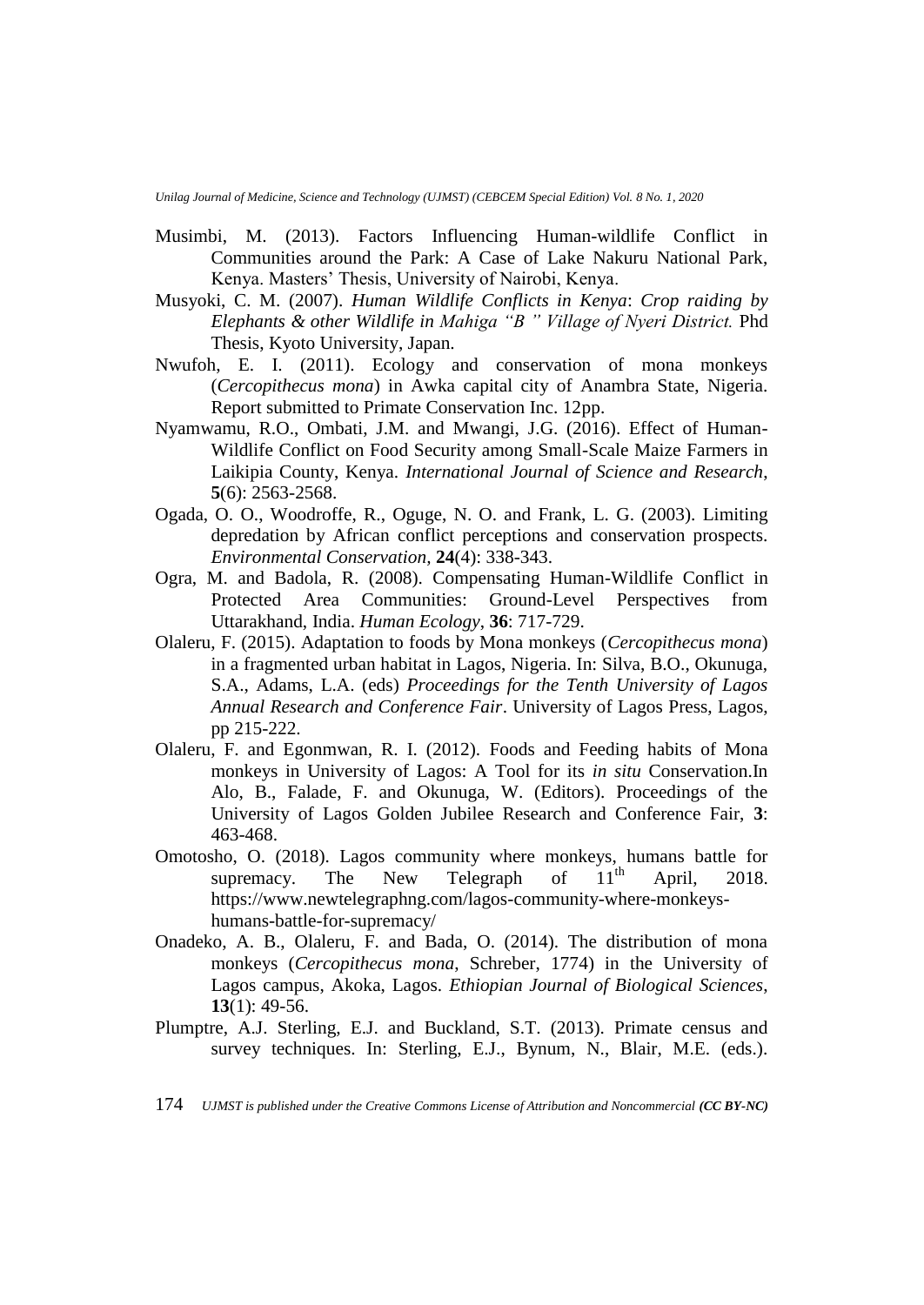Musimbi, M. (2013). Factors Influencing Human-wildlife Conflict in Communities around the Park: A Case of Lake Nakuru National Park, Kenya. Masters' Thesis, University of Nairobi, Kenya.

Musyoki, C. M. (2007). *Human Wildlife Conflicts in Kenya*: *Crop raiding by Elephants & other Wildlife in Mahiga "B " Village of Nyeri District.* Phd Thesis, Kyoto University, Japan.

Nwufoh, E. I. (2011). Ecology and conservation of mona monkeys (*Cercopithecus mona*) in Awka capital city of Anambra State, Nigeria. Report submitted to Primate Conservation Inc. 12pp.

Nyamwamu, R.O., Ombati, J.M. and Mwangi, J.G. (2016). Effect of Human-Wildlife Conflict on Food Security among Small-Scale Maize Farmers in Laikipia County, Kenya. *International Journal of Science and Research*, **5**(6): 2563-2568.

Ogada, O. O., Woodroffe, R., Oguge, N. O. and Frank, L. G. (2003). Limiting depredation by African conflict perceptions and conservation prospects. *Environmental Conservation,* **24**(4): 338-343.

Ogra, M. and Badola, R. (2008). Compensating Human-Wildlife Conflict in Protected Area Communities: Ground-Level Perspectives from Uttarakhand, India. *Human Ecology*, **36**: 717-729.

Olaleru, F. (2015). Adaptation to foods by Mona monkeys (*Cercopithecus mona*) in a fragmented urban habitat in Lagos, Nigeria. In: Silva, B.O., Okunuga, S.A., Adams, L.A. (eds) *Proceedings for the Tenth University of Lagos Annual Research and Conference Fair*. University of Lagos Press, Lagos, pp 215-222.

Olaleru, F. and Egonmwan, R. I. (2012). Foods and Feeding habits of Mona monkeys in University of Lagos: A Tool for its *in situ* Conservation.In Alo, B., Falade, F. and Okunuga, W. (Editors). Proceedings of the University of Lagos Golden Jubilee Research and Conference Fair, **3**: 463-468.

Omotosho, O. (2018). Lagos community where monkeys, humans battle for supremacy. The New Telegraph of 11th April, 2018. https://www.newtelegraphng.com/lagos-community-where-monkeys-humans-battle-for-supremacy/

Onadeko, A. B., Olaleru, F. and Bada, O. (2014). The distribution of mona monkeys (*Cercopithecus mona*, Schreber, 1774) in the University of Lagos campus, Akoka, Lagos. *Ethiopian Journal of Biological Sciences*, **13**(1): 49-56.

Plumptre, A.J. Sterling, E.J. and Buckland, S.T. (2013). Primate census and survey techniques. In: Sterling, E.J., Bynum, N., Blair, M.E. (eds.).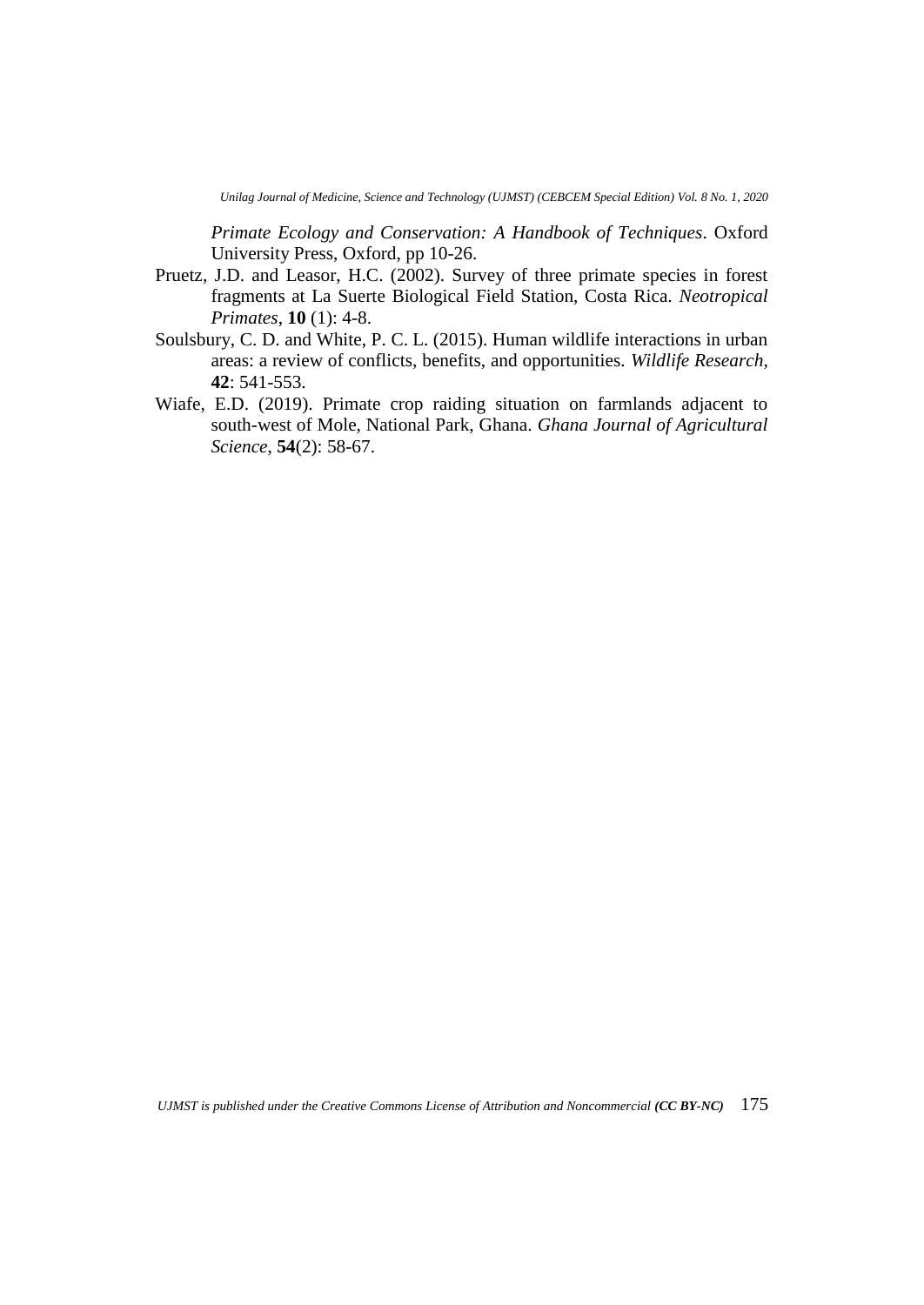*Primate Ecology and Conservation: A Handbook of Techniques*. Oxford University Press, Oxford, pp 10-26.

Pruetz, J.D. and Leasor, H.C. (2002). Survey of three primate species in forest fragments at La Suerte Biological Field Station, Costa Rica. *Neotropical Primates*, **10** (1): 4-8.

Soulsbury, C. D. and White, P. C. L. (2015). Human wildlife interactions in urban areas: a review of conflicts, benefits, and opportunities. *Wildlife Research*, **42**: 541-553.

Wiafe, E.D. (2019). Primate crop raiding situation on farmlands adjacent to south-west of Mole, National Park, Ghana. *Ghana Journal of Agricultural Science*, **54**(2): 58-67.